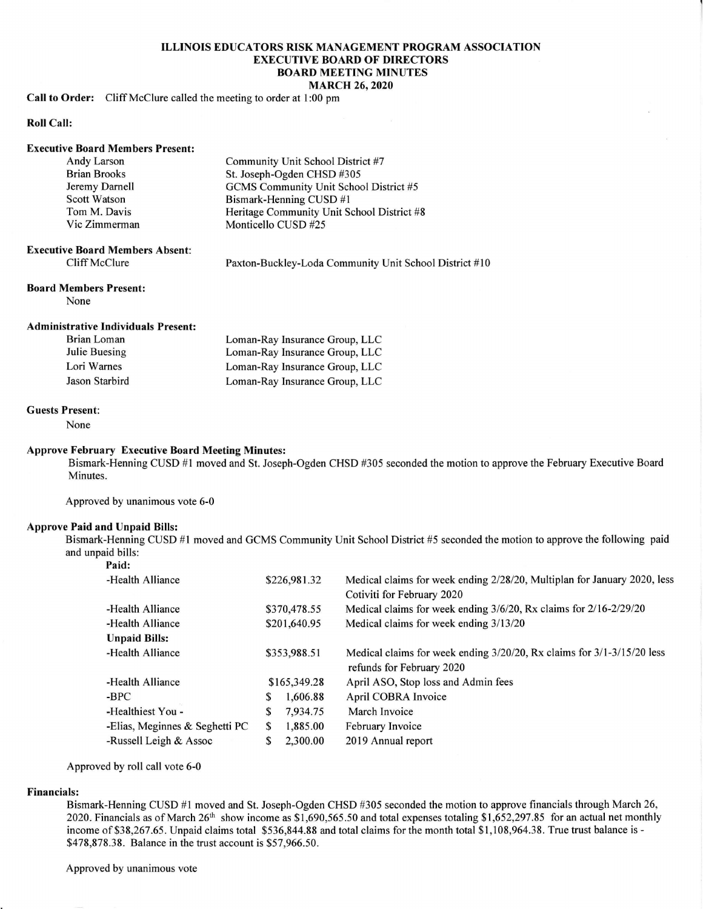# ILLINOIS EDUCATORS RISK MANAGEMENT PROGRAM ASSOCIATION
## EXECUTIVE BOARD OF DIRECTORS
## BOARD MEETING MINUTES
## MARCH 26, 2020

**Call to Order:** Cliff McClure called the meeting to order at 1:00 pm

**Roll Call:**

**Executive Board Members Present:**

| | |
|---|---|
| Andy Larson | Community Unit School District #7 |
| Brian Brooks | St. Joseph-Ogden CHSD #305 |
| Jeremy Darnell | GCMS Community Unit School District #5 |
| Scott Watson | Bismark-Henning CUSD #1 |
| Tom M. Davis | Heritage Community Unit School District #8 |
| Vic Zimmerman | Monticello CUSD #25 |

**Executive Board Members Absent:**

| | |
|---|---|
| Cliff McClure | Paxton-Buckley-Loda Community Unit School District #10 |

**Board Members Present:**

None

**Administrative Individuals Present:**

| | |
|---|---|
| Brian Loman | Loman-Ray Insurance Group, LLC |
| Julie Buesing | Loman-Ray Insurance Group, LLC |
| Lori Warnes | Loman-Ray Insurance Group, LLC |
| Jason Starbird | Loman-Ray Insurance Group, LLC |

**Guests Present:**

None

**Approve February Executive Board Meeting Minutes:**

Bismark-Henning CUSD #1 moved and St. Joseph-Ogden CHSD #305 seconded the motion to approve the February Executive Board Minutes.

Approved by unanimous vote 6-0

**Approve Paid and Unpaid Bills:**

Bismark-Henning CUSD #1 moved and GCMS Community Unit School District #5 seconded the motion to approve the following paid and unpaid bills:

| | | |
|---|---|---|
| **Paid:** | | |
| -Health Alliance | $226,981.32 | Medical claims for week ending 2/28/20, Multiplan for January 2020, less Cotiviti for February 2020 |
| -Health Alliance | $370,478.55 | Medical claims for week ending 3/6/20, Rx claims for 2/16-2/29/20 |
| -Health Alliance | $201,640.95 | Medical claims for week ending 3/13/20 |
| **Unpaid Bills:** | | |
| -Health Alliance | $353,988.51 | Medical claims for week ending 3/20/20, Rx claims for 3/1-3/15/20 less refunds for February 2020 |
| -Health Alliance | $165,349.28 | April ASO, Stop loss and Admin fees |
| -BPC | $ 1,606.88 | April COBRA Invoice |
| -Healthiest You - | $ 7,934.75 | March Invoice |
| -Elias, Meginnes & Seghetti PC | $ 1,885.00 | February Invoice |
| -Russell Leigh & Assoc | $ 2,300.00 | 2019 Annual report |

Approved by roll call vote 6-0

**Financials:**

Bismark-Henning CUSD #1 moved and St. Joseph-Ogden CHSD #305 seconded the motion to approve financials through March 26, 2020. Financials as of March 26th show income as $1,690,565.50 and total expenses totaling $1,652,297.85 for an actual net monthly income of $38,267.65. Unpaid claims total $536,844.88 and total claims for the month total $1,108,964.38. True trust balance is -$478,878.38. Balance in the trust account is $57,966.50.

Approved by unanimous vote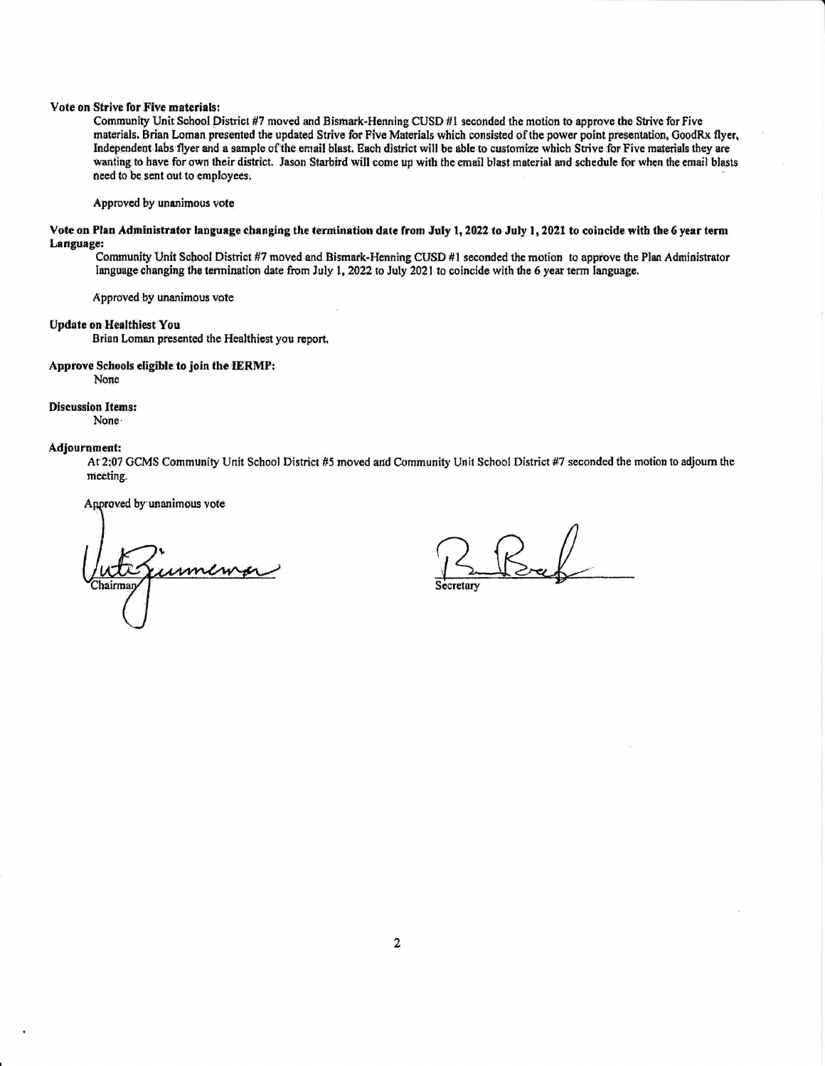**Vote on Strive for Five materials:**

Community Unit School District #7 moved and Bismark-Henning CUSD #1 seconded the motion to approve the Strive for Five materials. Brian Loman presented the updated Strive for Five Materials which consisted of the power point presentation, GoodRx flyer, Independent labs flyer and a sample of the email blast. Each district will be able to customize which Strive for Five materials they are wanting to have for own their district. Jason Starbird will come up with the email blast material and schedule for when the email blasts need to be sent out to employees.

Approved by unanimous vote

**Vote on Plan Administrator language changing the termination date from July 1, 2022 to July 1, 2021 to coincide with the 6 year term Language:**

Community Unit School District #7 moved and Bismark-Henning CUSD #1 seconded the motion to approve the Plan Administrator language changing the termination date from July 1, 2022 to July 2021 to coincide with the 6 year term language.

Approved by unanimous vote

**Update on Healthiest You**

Brian Loman presented the Healthiest you report.

**Approve Schools eligible to join the IERMP:**

None

**Discussion Items:**

None

**Adjournment:**

At 2:07 GCMS Community Unit School District #5 moved and Community Unit School District #7 seconded the motion to adjourn the meeting.

Approved by unanimous vote

Chairman

Secretary